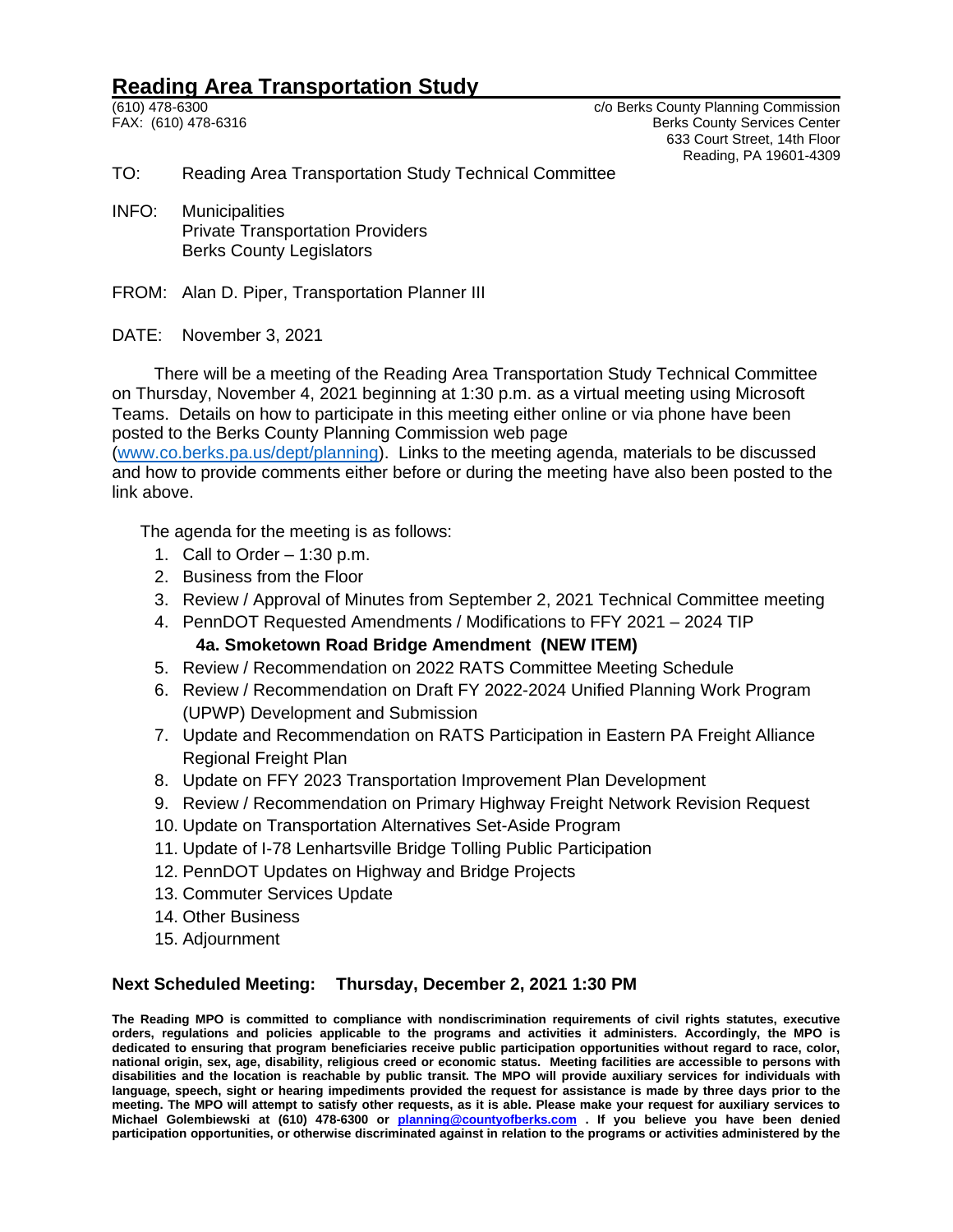# Reading Area Transportation Study

(610) 478-6300
FAX: (610) 478-6316

c/o Berks County Planning Commission
Berks County Services Center
633 Court Street, 14th Floor
Reading, PA 19601-4309

TO: Reading Area Transportation Study Technical Committee

INFO: Municipalities
Private Transportation Providers
Berks County Legislators

FROM: Alan D. Piper, Transportation Planner III

DATE: November 3, 2021

There will be a meeting of the Reading Area Transportation Study Technical Committee on Thursday, November 4, 2021 beginning at 1:30 p.m. as a virtual meeting using Microsoft Teams. Details on how to participate in this meeting either online or via phone have been posted to the Berks County Planning Commission web page (www.co.berks.pa.us/dept/planning). Links to the meeting agenda, materials to be discussed and how to provide comments either before or during the meeting have also been posted to the link above.

The agenda for the meeting is as follows:

1. Call to Order – 1:30 p.m.
2. Business from the Floor
3. Review / Approval of Minutes from September 2, 2021 Technical Committee meeting
4. PennDOT Requested Amendments / Modifications to FFY 2021 – 2024 TIP
   **4a. Smoketown Road Bridge Amendment (NEW ITEM)**
5. Review / Recommendation on 2022 RATS Committee Meeting Schedule
6. Review / Recommendation on Draft FY 2022-2024 Unified Planning Work Program (UPWP) Development and Submission
7. Update and Recommendation on RATS Participation in Eastern PA Freight Alliance Regional Freight Plan
8. Update on FFY 2023 Transportation Improvement Plan Development
9. Review / Recommendation on Primary Highway Freight Network Revision Request
10. Update on Transportation Alternatives Set-Aside Program
11. Update of I-78 Lenhartsville Bridge Tolling Public Participation
12. PennDOT Updates on Highway and Bridge Projects
13. Commuter Services Update
14. Other Business
15. Adjournment

**Next Scheduled Meeting: Thursday, December 2, 2021 1:30 PM**

**The Reading MPO is committed to compliance with nondiscrimination requirements of civil rights statutes, executive orders, regulations and policies applicable to the programs and activities it administers. Accordingly, the MPO is dedicated to ensuring that program beneficiaries receive public participation opportunities without regard to race, color, national origin, sex, age, disability, religious creed or economic status. Meeting facilities are accessible to persons with disabilities and the location is reachable by public transit. The MPO will provide auxiliary services for individuals with language, speech, sight or hearing impediments provided the request for assistance is made by three days prior to the meeting. The MPO will attempt to satisfy other requests, as it is able. Please make your request for auxiliary services to Michael Golembiewski at (610) 478-6300 or planning@countyofberks.com . If you believe you have been denied participation opportunities, or otherwise discriminated against in relation to the programs or activities administered by the**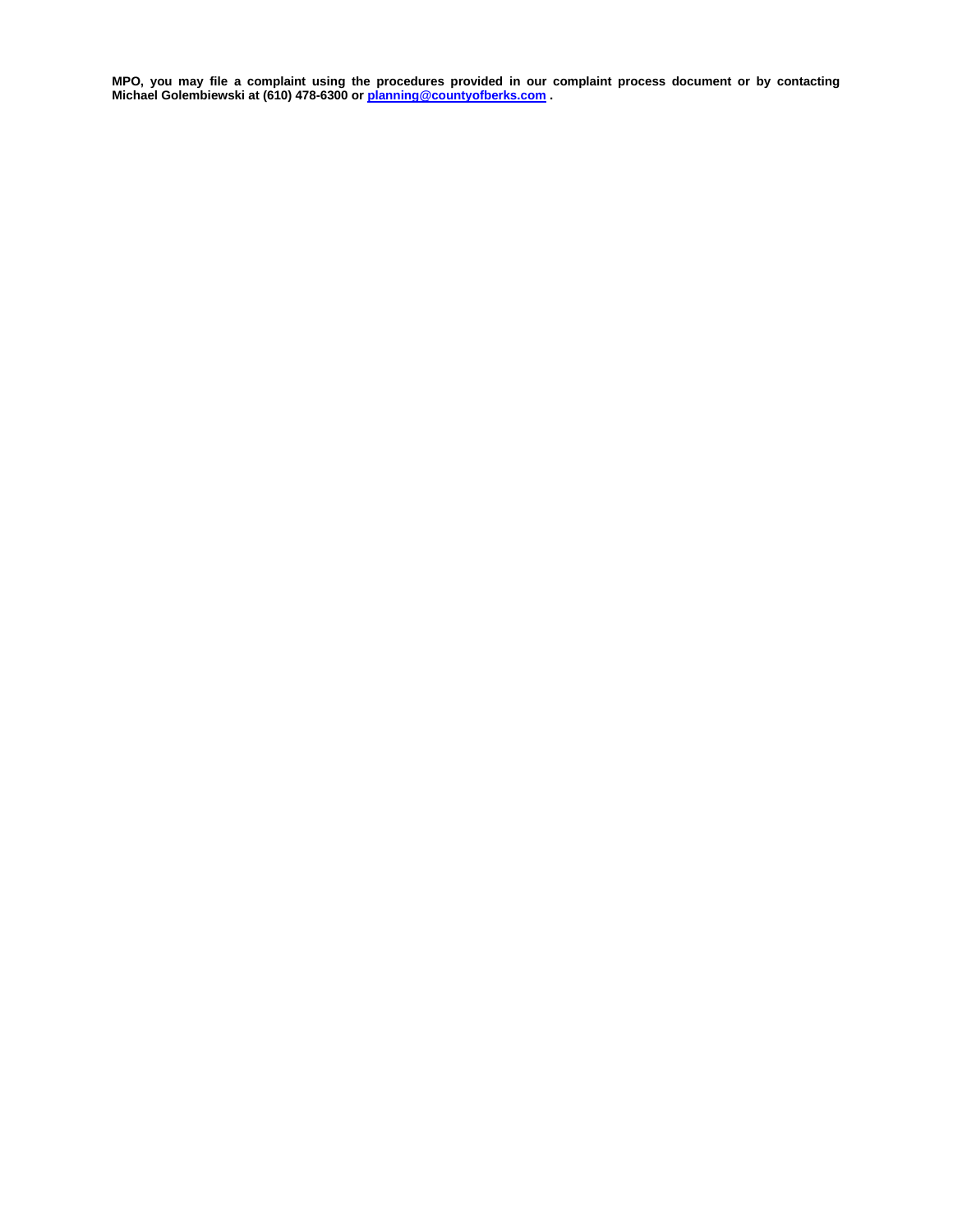**MPO, you may file a complaint using the procedures provided in our complaint process document or by contacting Michael Golembiewski at (610) 478-6300 or [planning@countyofberks.com](mailto:planning@countyofberks.com) .**